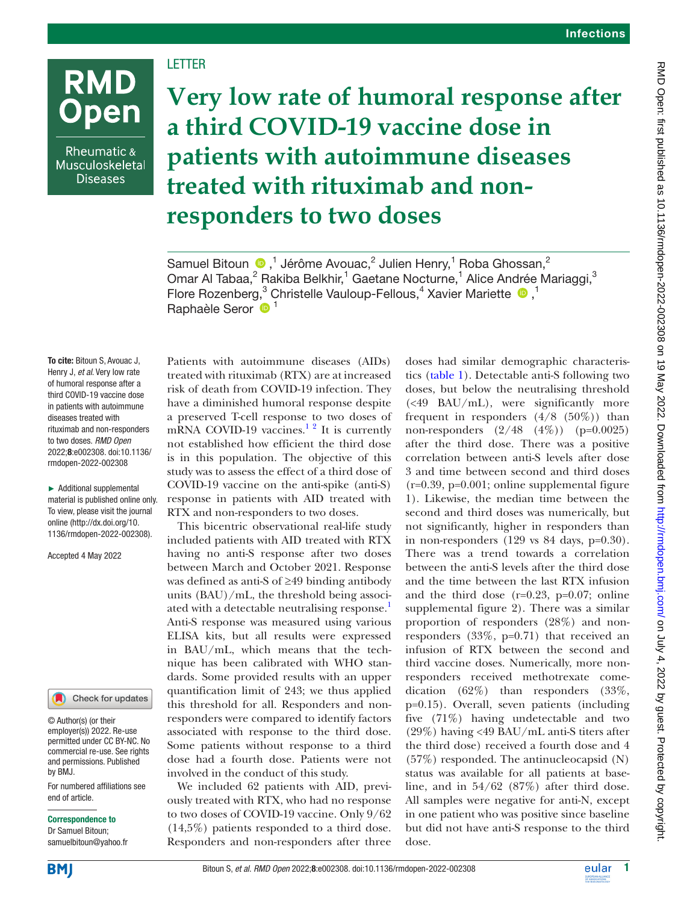LETTER

# Very low rate of humoral response after a third COVID-19 vaccine dose in patients with autoimmune diseases treated with rituximab and non-responders to two doses

Samuel Bitoun ,[1] Jérôme Avouac,[2] Julien Henry,[1] Roba Ghossan,[2] Omar Al Tabaa,[2] Rakiba Belkhir,[1] Gaetane Nocturne,[1] Alice Andrée Mariaggi,[3] Flore Rozenberg,[3] Christelle Vauloup-Fellous,[4] Xavier Mariette ,[1] Raphaèle Seror [1]

**To cite:** Bitoun S, Avouac J, Henry J, *et al*. Very low rate of humoral response after a third COVID-19 vaccine dose in patients with autoimmune diseases treated with rituximab and non-responders to two doses. *RMD Open* 2022;**8**:e002308. doi:10.1136/rmdopen-2022-002308

► Additional supplemental material is published online only. To view, please visit the journal online (http://dx.doi.org/10.1136/rmdopen-2022-002308).

Accepted 4 May 2022

© Author(s) (or their employer(s)) 2022. Re-use permitted under CC BY-NC. No commercial re-use. See rights and permissions. Published by BMJ.

For numbered affiliations see end of article.

**Correspondence to**
Dr Samuel Bitoun; samuelbitoun@yahoo.fr

Patients with autoimmune diseases (AIDs) treated with rituximab (RTX) are at increased risk of death from COVID-19 infection. They have a diminished humoral response despite a preserved T-cell response to two doses of mRNA COVID-19 vaccines.[1,2] It is currently not established how efficient the third dose is in this population. The objective of this study was to assess the effect of a third dose of COVID-19 vaccine on the anti-spike (anti-S) response in patients with AID treated with RTX and non-responders to two doses.

This bicentric observational real-life study included patients with AID treated with RTX having no anti-S response after two doses between March and October 2021. Response was defined as anti-S of ≥49 binding antibody units (BAU)/mL, the threshold being associated with a detectable neutralising response.[1] Anti-S response was measured using various ELISA kits, but all results were expressed in BAU/mL, which means that the technique has been calibrated with WHO standards. Some provided results with an upper quantification limit of 243; we thus applied this threshold for all. Responders and non-responders were compared to identify factors associated with response to the third dose. Some patients without response to a third dose had a fourth dose. Patients were not involved in the conduct of this study.

We included 62 patients with AID, previously treated with RTX, who had no response to two doses of COVID-19 vaccine. Only 9/62 (14,5%) patients responded to a third dose. Responders and non-responders after three doses had similar demographic characteristics (table 1). Detectable anti-S following two doses, but below the neutralising threshold (<49 BAU/mL), were significantly more frequent in responders (4/8 (50%)) than non-responders (2/48 (4%)) (p=0.0025) after the third dose. There was a positive correlation between anti-S levels after dose 3 and time between second and third doses (r=0.39, p=0.001; online supplemental figure 1). Likewise, the median time between the second and third doses was numerically, but not significantly, higher in responders than in non-responders (129 vs 84 days, p=0.30). There was a trend towards a correlation between the anti-S levels after the third dose and the time between the last RTX infusion and the third dose (r=0.23, p=0.07; online supplemental figure 2). There was a similar proportion of responders (28%) and non-responders (33%, p=0.71) that received an infusion of RTX between the second and third vaccine doses. Numerically, more non-responders received methotrexate comedication (62%) than responders (33%, p=0.15). Overall, seven patients (including five (71%) having undetectable and two (29%) having <49 BAU/mL anti-S titers after the third dose) received a fourth dose and 4 (57%) responded. The antinucleocapsid (N) status was available for all patients at baseline, and in 54/62 (87%) after third dose. All samples were negative for anti-N, except in one patient who was positive since baseline but did not have anti-S response to the third dose.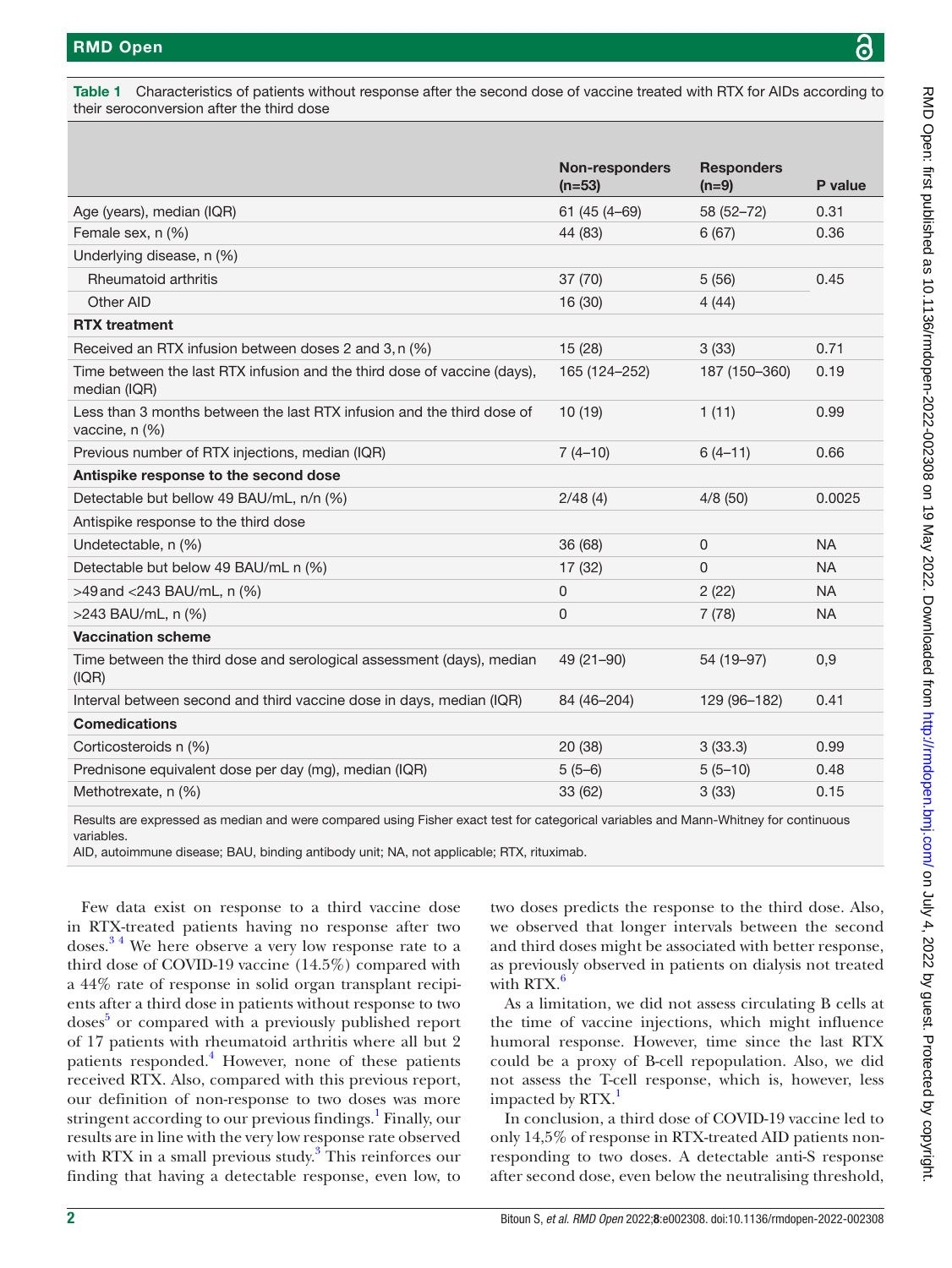**Table 1** Characteristics of patients without response after the second dose of vaccine treated with RTX for AIDs according to their seroconversion after the third dose

| | Non-responders (n=53) | Responders (n=9) | P value |
|---|---|---|---|
| Age (years), median (IQR) | 61 (45 (4–69) | 58 (52–72) | 0.31 |
| Female sex, n (%) | 44 (83) | 6 (67) | 0.36 |
| Underlying disease, n (%) | | | |
| Rheumatoid arthritis | 37 (70) | 5 (56) | 0.45 |
| Other AID | 16 (30) | 4 (44) | |
| **RTX treatment** | | | |
| Received an RTX infusion between doses 2 and 3, n (%) | 15 (28) | 3 (33) | 0.71 |
| Time between the last RTX infusion and the third dose of vaccine (days), median (IQR) | 165 (124–252) | 187 (150–360) | 0.19 |
| Less than 3 months between the last RTX infusion and the third dose of vaccine, n (%) | 10 (19) | 1 (11) | 0.99 |
| Previous number of RTX injections, median (IQR) | 7 (4–10) | 6 (4–11) | 0.66 |
| **Antispike response to the second dose** | | | |
| Detectable but bellow 49 BAU/mL, n/n (%) | 2/48 (4) | 4/8 (50) | 0.0025 |
| Antispike response to the third dose | | | |
| Undetectable, n (%) | 36 (68) | 0 | NA |
| Detectable but below 49 BAU/mL n (%) | 17 (32) | 0 | NA |
| >49 and <243 BAU/mL, n (%) | 0 | 2 (22) | NA |
| >243 BAU/mL, n (%) | 0 | 7 (78) | NA |
| **Vaccination scheme** | | | |
| Time between the third dose and serological assessment (days), median (IQR) | 49 (21–90) | 54 (19–97) | 0,9 |
| Interval between second and third vaccine dose in days, median (IQR) | 84 (46–204) | 129 (96–182) | 0.41 |
| **Comedications** | | | |
| Corticosteroids n (%) | 20 (38) | 3 (33.3) | 0.99 |
| Prednisone equivalent dose per day (mg), median (IQR) | 5 (5–6) | 5 (5–10) | 0.48 |
| Methotrexate, n (%) | 33 (62) | 3 (33) | 0.15 |

Results are expressed as median and were compared using Fisher exact test for categorical variables and Mann-Whitney for continuous variables.
AID, autoimmune disease; BAU, binding antibody unit; NA, not applicable; RTX, rituximab.

Few data exist on response to a third vaccine dose in RTX-treated patients having no response after two doses.[3 4] We here observe a very low response rate to a third dose of COVID-19 vaccine (14.5%) compared with a 44% rate of response in solid organ transplant recipients after a third dose in patients without response to two doses[5] or compared with a previously published report of 17 patients with rheumatoid arthritis where all but 2 patients responded.[4] However, none of these patients received RTX. Also, compared with this previous report, our definition of non-response to two doses was more stringent according to our previous findings.[1] Finally, our results are in line with the very low response rate observed with RTX in a small previous study.[3] This reinforces our finding that having a detectable response, even low, to two doses predicts the response to the third dose. Also, we observed that longer intervals between the second and third doses might be associated with better response, as previously observed in patients on dialysis not treated with RTX.[6]

As a limitation, we did not assess circulating B cells at the time of vaccine injections, which might influence humoral response. However, time since the last RTX could be a proxy of B-cell repopulation. Also, we did not assess the T-cell response, which is, however, less impacted by RTX.[1]

In conclusion, a third dose of COVID-19 vaccine led to only 14,5% of response in RTX-treated AID patients non-responding to two doses. A detectable anti-S response after second dose, even below the neutralising threshold,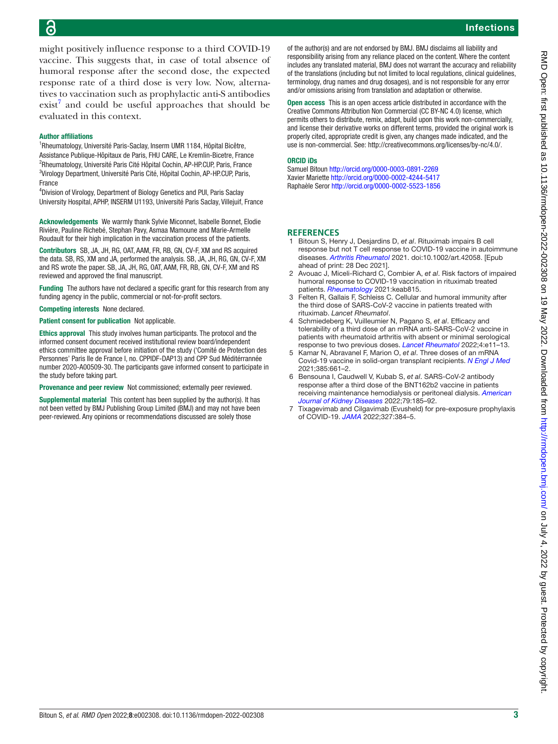might positively influence response to a third COVID-19 vaccine. This suggests that, in case of total absence of humoral response after the second dose, the expected response rate of a third dose is very low. Now, alternatives to vaccination such as prophylactic anti-S antibodies exist[7] and could be useful approaches that should be evaluated in this context.

**Author affiliations**

[1]Rheumatology, Université Paris-Saclay, Inserm UMR 1184, Hôpital Bicêtre, Assistance Publique-Hôpitaux de Paris, FHU CARE, Le Kremlin-Bicetre, France
[2]Rheumatology, Université Paris Cité Hôpital Cochin, AP-HP.CUP, Paris, France
[3]Virology Department, Université Paris Cité, Hôpital Cochin, AP-HP.CUP, Paris, France
[4]Division of Virology, Department of Biology Genetics and PUI, Paris Saclay University Hospital, APHP, INSERM U1193, Université Paris Saclay, Villejuif, France

**Acknowledgements** We warmly thank Sylvie Miconnet, Isabelle Bonnet, Elodie Rivière, Pauline Richebé, Stephan Pavy, Asmaa Mamoune and Marie-Armelle Roudault for their high implication in the vaccination process of the patients.

**Contributors** SB, JA, JH, RG, OAT, AAM, FR, RB, GN, CV-F, XM and RS acquired the data. SB, RS, XM and JA, performed the analysis. SB, JA, JH, RG, GN, CV-F, XM and RS wrote the paper. SB, JA, JH, RG, OAT, AAM, FR, RB, GN, CV-F, XM and RS reviewed and approved the final manuscript.

**Funding** The authors have not declared a specific grant for this research from any funding agency in the public, commercial or not-for-profit sectors.

**Competing interests** None declared.

**Patient consent for publication** Not applicable.

**Ethics approval** This study involves human participants. The protocol and the informed consent document received institutional review board/independent ethics committee approval before initiation of the study ('Comité de Protection des Personnes' Paris Ile de France I, no. CPPIDF-DAP13) and CPP Sud Méditérrannée number 2020-A00509-30. The participants gave informed consent to participate in the study before taking part.

**Provenance and peer review** Not commissioned; externally peer reviewed.

**Supplemental material** This content has been supplied by the author(s). It has not been vetted by BMJ Publishing Group Limited (BMJ) and may not have been peer-reviewed. Any opinions or recommendations discussed are solely those of the author(s) and are not endorsed by BMJ. BMJ disclaims all liability and responsibility arising from any reliance placed on the content. Where the content includes any translated material, BMJ does not warrant the accuracy and reliability of the translations (including but not limited to local regulations, clinical guidelines, terminology, drug names and drug dosages), and is not responsible for any error and/or omissions arising from translation and adaptation or otherwise.

**Open access** This is an open access article distributed in accordance with the Creative Commons Attribution Non Commercial (CC BY-NC 4.0) license, which permits others to distribute, remix, adapt, build upon this work non-commercially, and license their derivative works on different terms, provided the original work is properly cited, appropriate credit is given, any changes made indicated, and the use is non-commercial. See: http://creativecommons.org/licenses/by-nc/4.0/.

**ORCID iDs**

Samuel Bitoun http://orcid.org/0000-0003-0891-2269
Xavier Mariette http://orcid.org/0000-0002-4244-5417
Raphaèle Seror http://orcid.org/0000-0002-5523-1856

## REFERENCES

1. Bitoun S, Henry J, Desjardins D, *et al*. Rituximab impairs B cell response but not T cell response to COVID-19 vaccine in autoimmune diseases. *Arthritis Rheumatol* 2021. doi:10.1002/art.42058. [Epub ahead of print: 28 Dec 2021].
2. Avouac J, Miceli-Richard C, Combier A, *et al*. Risk factors of impaired humoral response to COVID-19 vaccination in rituximab treated patients. *Rheumatology* 2021:keab815.
3. Felten R, Gallais F, Schleiss C. Cellular and humoral immunity after the third dose of SARS-CoV-2 vaccine in patients treated with rituximab. *Lancet Rheumatol*.
4. Schmiedeberg K, Vuilleumier N, Pagano S, *et al*. Efficacy and tolerability of a third dose of an mRNA anti-SARS-CoV-2 vaccine in patients with rheumatoid arthritis with absent or minimal serological response to two previous doses. *Lancet Rheumatol* 2022;4:e11–13.
5. Kamar N, Abravanel F, Marion O, *et al*. Three doses of an mRNA Covid-19 vaccine in solid-organ transplant recipients. *N Engl J Med* 2021;385:661–2.
6. Bensouna I, Caudwell V, Kubab S, *et al*. SARS-CoV-2 antibody response after a third dose of the BNT162b2 vaccine in patients receiving maintenance hemodialysis or peritoneal dialysis. *American Journal of Kidney Diseases* 2022;79:185–92.
7. Tixagevimab and Cilgavimab (Evusheld) for pre-exposure prophylaxis of COVID-19. *JAMA* 2022;327:384–5.